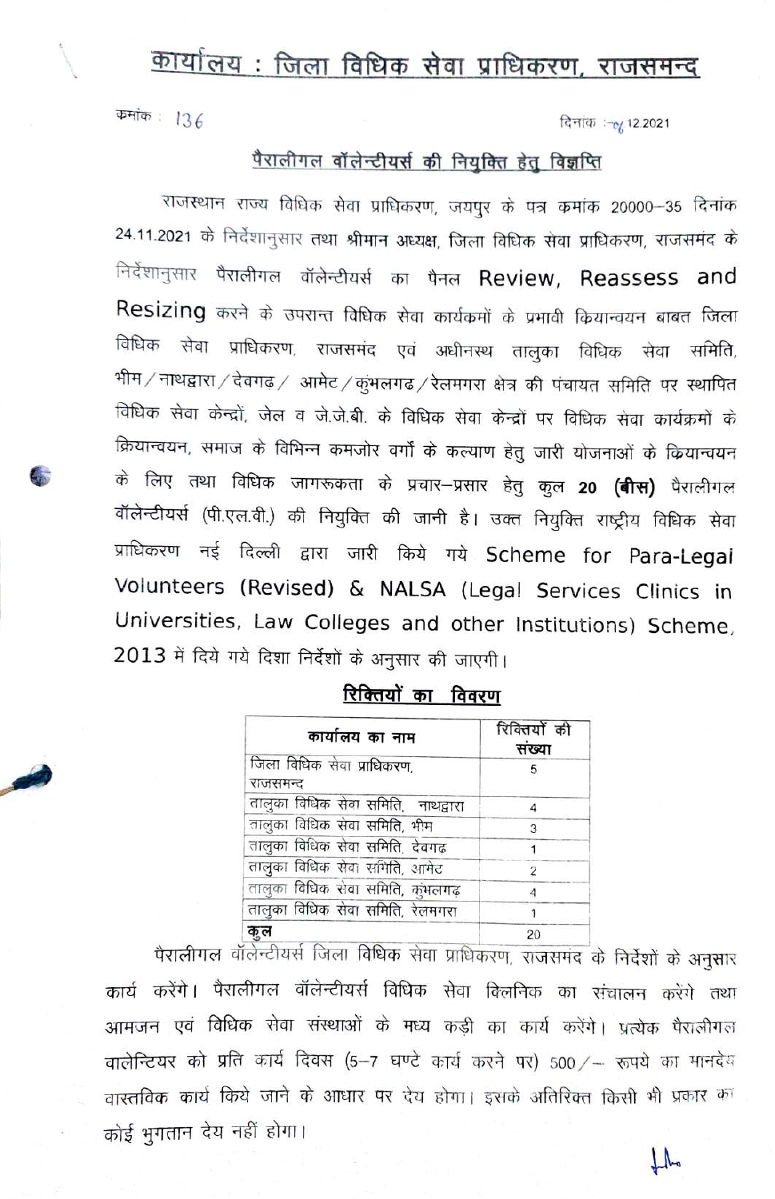# कार्यालय : जिला विधिक सेवा प्राधिकरण, राजसमन्द

क्रमांक : 136

दिनांक : 08.12.2021

## पैरालीगल वॉलेन्टीयर्स की नियुक्ति हेतु विज्ञप्ति

राजस्थान राज्य विधिक सेवा प्राधिकरण, जयपुर के पत्र क्रमांक 20000–35 दिनांक 24.11.2021 के निर्देशानुसार तथा श्रीमान अध्यक्ष, जिला विधिक सेवा प्राधिकरण, राजसमंद के निर्देशानुसार पैरालीगल वॉलेन्टीयर्स का पैनल Review, Reassess and Resizing करने के उपरान्त विधिक सेवा कार्यक्रमों के प्रभावी क्रियान्वयन बाबत जिला विधिक सेवा प्राधिकरण, राजसमंद एवं अधीनस्थ तालुका विधिक सेवा समिति, भीम / नाथद्वारा / देवगढ / आमेट / कुंभलगढ / रेलमगरा क्षेत्र की पंचायत समिति पर स्थापित विधिक सेवा केन्द्रों, जेल व जे.जे.बी. के विधिक सेवा केन्द्रों पर विधिक सेवा कार्यक्रमों के क्रियान्वयन, समाज के विभिन्न कमजोर वर्गों के कल्याण हेतु जारी योजनाओं के क्रियान्वयन के लिए तथा विधिक जागरूकता के प्रचार–प्रसार हेतु कुल **20 (बीस)** पैरालीगल वॉलेन्टीयर्स (पी.एल.वी.) की नियुक्ति की जानी है। उक्त नियुक्ति राष्ट्रीय विधिक सेवा प्राधिकरण नई दिल्ली द्वारा जारी किये गये Scheme for Para-Legal Volunteers (Revised) & NALSA (Legal Services Clinics in Universities, Law Colleges and other Institutions) Scheme, 2013 में दिये गये दिशा निर्देशों के अनुसार की जाएगी।

### रिक्तियों का विवरण

| कार्यालय का नाम | रिक्तियों की संख्या |
|---|---|
| जिला विधिक सेवा प्राधिकरण, राजसमन्द | 5 |
| तालुका विधिक सेवा समिति, नाथद्वारा | 4 |
| तालुका विधिक सेवा समिति, भीम | 3 |
| तालुका विधिक सेवा समिति, देवगढ | 1 |
| तालुका विधिक सेवा समिति, आमेट | 2 |
| तालुका विधिक सेवा समिति, कुंभलगढ | 4 |
| तालुका विधिक सेवा समिति, रेलमगरा | 1 |
| **कुल** | 20 |

पैरालीगल वॉलेन्टीयर्स जिला विधिक सेवा प्राधिकरण, राजसमंद के निर्देशों के अनुसार कार्य करेंगे। पैरालीगल वॉलेन्टीयर्स विधिक सेवा क्लिनिक का संचालन करेंगे तथा आमजन एवं विधिक सेवा संस्थाओं के मध्य कड़ी का कार्य करेंगे। प्रत्येक पैरालीगल वालेन्टियर को प्रति कार्य दिवस (5–7 घण्टे कार्य करने पर) 500/– रूपये का मानदेय वास्तविक कार्य किये जाने के आधार पर देय होगा। इसके अतिरिक्त किसी भी प्रकार का कोई भुगतान देय नहीं होगा।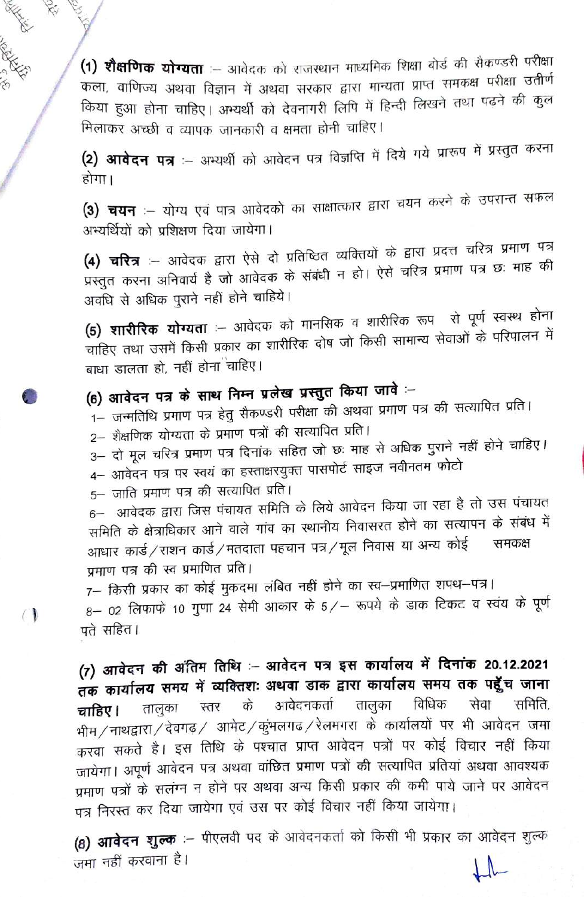**(1) शैक्षणिक योग्यता** :– आवेदक को राजस्थान माध्यमिक शिक्षा बोर्ड की सैकण्डरी परीक्षा कला, वाणिज्य अथवा विज्ञान में अथवा सरकार द्वारा मान्यता प्राप्त समकक्ष परीक्षा उतीर्ण किया हुआ होना चाहिए। अभ्यर्थी को देवनागरी लिपि में हिन्दी लिखने तथा पढने की कुल मिलाकर अच्छी व व्यापक जानकारी व क्षमता होनी चाहिए।

**(2) आवेदन पत्र** :– अभ्यर्थी को आवेदन पत्र विज्ञप्ति में दिये गये प्रारुप में प्रस्तुत करना होगा।

**(3) चयन** :– योग्य एवं पात्र आवेदको का साक्षात्कार द्वारा चयन करने के उपरान्त सफल अभ्यर्थियों को प्रशिक्षण दिया जायेगा।

**(4) चरित्र** :– आवेदक द्वारा ऐसे दो प्रतिष्ठित व्यक्तियों के द्वारा प्रदत्त चरित्र प्रमाण पत्र प्रस्तुत करना अनिवार्य है जो आवेदक के संबंधी न हो। ऐसे चरित्र प्रमाण पत्र छः माह की अवधि से अधिक पुराने नहीं होने चाहिये।

**(5) शारीरिक योग्यता** :– आवेदक को मानसिक व शारीरिक रूप से पूर्ण स्वस्थ होना चाहिए तथा उसमें किसी प्रकार का शारीरिक दोष जो किसी सामान्य सेवाओं के परिपालन में बाधा डालता हो, नहीं होना चाहिए।

**(6) आवेदन पत्र के साथ निम्न प्रलेख प्रस्तुत किया जावे** :–

1– जन्मतिथि प्रमाण पत्र हेतु सैकण्डरी परीक्षा की अथवा प्रमाण पत्र की सत्यापित प्रति।

2– शैक्षणिक योग्यता के प्रमाण पत्रों की सत्यापित प्रति।

3– दो मूल चरित्र प्रमाण पत्र दिनांक सहित जो छः माह से अधिक पुराने नहीं होने चाहिए।

4– आवेदन पत्र पर स्वयं का हस्ताक्षरयुक्त पासपोर्ट साइज नवीनतम फोटो

5– जाति प्रमाण पत्र की सत्यापित प्रति।

6– आवेदक द्वारा जिस पंचायत समिति के लिये आवेदन किया जा रहा है तो उस पंचायत समिति के क्षेत्राधिकार आने वाले गांव का स्थानीय निवासरत होने का सत्यापन के संबंध में आधार कार्ड/राशन कार्ड/मतदाता पहचान पत्र/मूल निवास या अन्य कोई समकक्ष प्रमाण पत्र की स्व प्रमाणित प्रति।

7– किसी प्रकार का कोई मुकदमा लंबित नहीं होने का स्व–प्रमाणित शपथ–पत्र।

8– 02 लिफाफे 10 गुणा 24 सेमी आकार के 5/– रूपये के डाक टिकट व स्वंय के पूर्ण पते सहित।

**(7) आवेदन की अंतिम तिथि :– आवेदन पत्र इस कार्यालय में दिनांक 20.12.2021 तक कार्यालय समय में व्यक्तिशः अथवा डाक द्वारा कार्यालय समय तक पहुँच जाना चाहिए।** तालुका स्तर के आवेदनकर्ता तालुका विधिक सेवा समिति, भीम/नाथद्वारा/देवगढ़/ आमेट/कुंभलगढ/रेलमगरा के कार्यालयों पर भी आवेदन जमा करवा सकते है। इस तिथि के पश्चात प्राप्त आवेदन पत्रों पर कोई विचार नहीं किया जायेगा। अपूर्ण आवेदन पत्र अथवा वांछित प्रमाण पत्रों की सत्यापित प्रतियां अथवा आवश्यक प्रमाण पत्रों के सलंग्न न होने पर अथवा अन्य किसी प्रकार की कमी पाये जाने पर आवेदन पत्र निरस्त कर दिया जायेगा एवं उस पर कोई विचार नहीं किया जायेगा।

**(8) आवेदन शुल्क** :– पीएलवी पद के आवेदनकर्ता को किसी भी प्रकार का आवेदन शुल्क जमा नहीं करवाना है।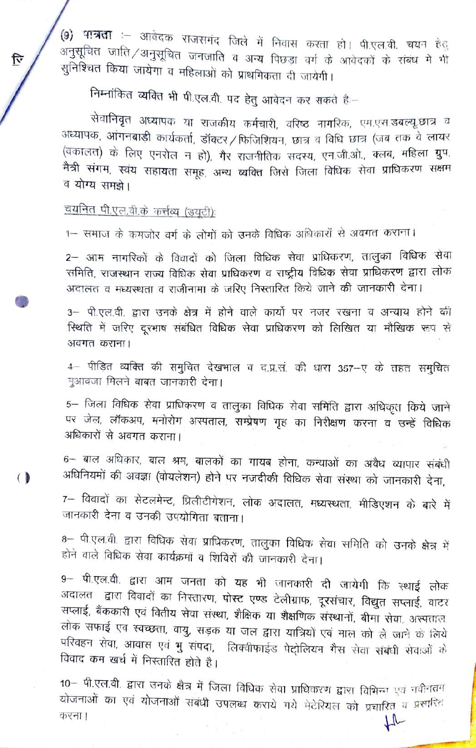(9) **पात्रता** :– आवेदक राजसमंद जिले में निवास करता हो। पी.एल.वी. चयन हेतु अनुसूचित जाति/अनुसूचित जनजाति व अन्य पिछड़ा वर्ग के आवेदकों के संबंध में भी सुनिश्चित किया जायेगा व महिलाओं को प्राथमिकता दी जायेगी।

**निम्नांकित व्यक्ति भी पी.एल.वी. पद हेतु आवेदन कर सकते है:–**

सेवानिवृत अध्यापक या राजकीय कर्मचारी, वरिष्ठ नागरिक, एम.एस.डबल्यू.छात्र व अध्यापक, आंगनबाड़ी कार्यकर्ता, डॉक्टर/फिजिशियन, छात्र व विधि छात्र (जब तक वे लायर (वकालत) के लिए एनरोल न हो), गैर राजनीतिक सदस्य, एन.जी.ओ., क्लब, महिला ग्रुप, मैत्री संगम, स्वंय सहायता समूह, अन्य व्यक्ति जिसे जिला विधिक सेवा प्राधिकरण सक्षम व योग्य समझे।

चयनित पी.एल.वी.के कर्त्तव्य (ड्यूटी):

1– समाज के कमजोर वर्ग के लोगों को उनके विधिक अधिकारों से अवगत कराना।

2– आम नागरिकों के विवादों को जिला विधिक सेवा प्राधिकरण, तालुका विधिक सेवा समिति, राजस्थान राज्य विधिक सेवा प्राधिकरण व राष्ट्रीय विधिक सेवा प्राधिकरण द्वारा लोक अदालत व मध्यस्थता व राजीनामा के जरिए निस्तारित किये जाने की जानकारी देना।

3– पी.एल.वी. द्वारा उनके क्षेत्र में होने वाले कार्यो पर नजर रखना व अन्याय होने की स्थिति में जरिए दूरभाष संबंधित विधिक सेवा प्राधिकरण को लिखित या मौखिक रूप से अवगत कराना।

4– पीड़ित व्यक्ति की समुचित देखभाल व द.प्र.सं. की धारा 357–ए के तहत समुचित मुआवजा मिलने बाबत जानकारी देना।

5– जिला विधिक सेवा प्राधिकरण व तालुका विधिक सेवा समिति द्वारा अधिकृत किये जाने पर जेल, लॉकअप, मनोरोग अस्पताल, सम्प्रेषण गृह का निरीक्षण करना व उन्हें विधिक अधिकारों से अवगत कराना।

6– बाल अधिकार, बाल श्रम, बालकों का गायब होना, कन्याओं का अवैध व्यापार संबंधी अधिनियमों की अवज्ञा (वोयलेशन) होने पर नजदीकी विधिक सेवा संस्था को जानकारी देना,

7– विवादों का सेटलमेन्ट, प्रिलीटीगेशन, लोक अदालत, मध्यस्थता, मीडिएशन के बारे में जानकारी देना व उनकी उपयोगिता बताना।

8– पी.एल.वी. द्वारा विधिक सेवा प्राधिकरण, तालुका विधिक सेवा समिति को उनके क्षेत्र में होने वाले विधिक सेवा कार्यक्रमों व शिविरों की जानकारी देना।

9– पी.एल.वी. द्वारा आम जनता को यह भी जानकारी दी जायेगी कि स्थाई लोक अदालत द्वारा विवादों का निस्तारण, पोस्ट एण्ड टेलीग्राफ, दूरसंचार, विद्युत सप्लाई, वाटर सप्लाई, बैंककारी एवं वितीय सेवा संस्था, शैक्षिक या शैक्षणिक संस्थानों, बीमा सेवा, अस्पताल, लोक सफाई एव स्वच्छता, वायु, सड़क या जल द्वारा यात्रियों एवं माल को ले जाने के लिये परिवहन सेवा, आवास एवं भु संपदा, लिक्वीफाईड पेट्रोलियम गैस सेवा संबंधी सेवाओं के विवाद कम खर्च में निस्तारित होते है।

10– पी.एल.वी. द्वारा उनके क्षेत्र में जिला विधिक सेवा प्राधिकरण द्वारा विभिन्न एवं नवीनतम योजनाओं का एवं योजनाओं संबंधी उपलब्ध कराये गये मेटेरियल को प्रचारित व प्रसारित करना।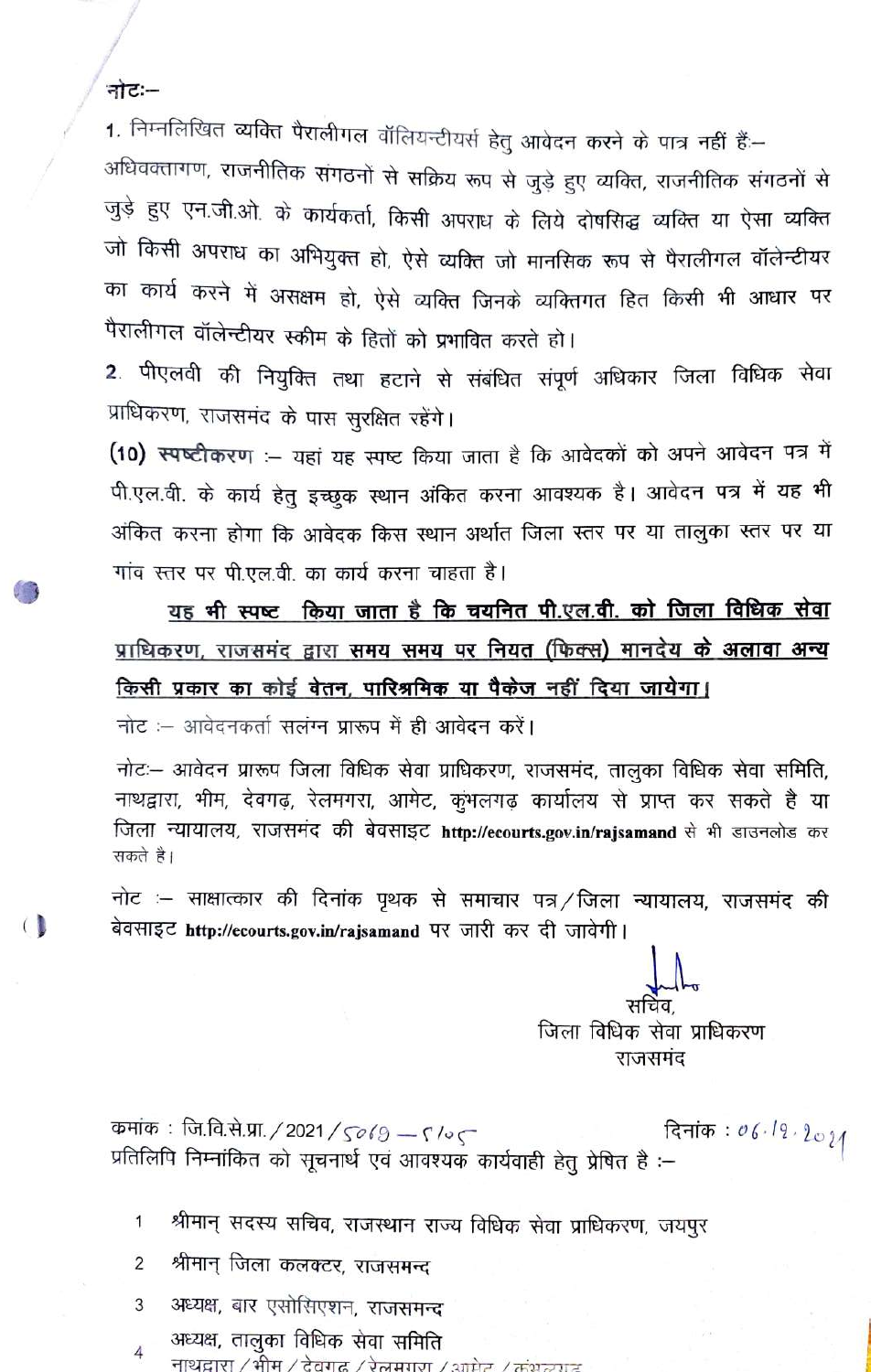नोटः–

1. निम्नलिखित व्यक्ति पैरालीगल वॉलियन्टीयर्स हेतु आवेदन करने के पात्र नहीं हैं:–
अधिवक्तागण, राजनीतिक संगठनों से सक्रिय रूप से जुड़े हुए व्यक्ति, राजनीतिक संगठनों से जुड़े हुए एन.जी.ओ. के कार्यकर्ता, किसी अपराध के लिये दोषसिद्ध व्यक्ति या ऐसा व्यक्ति जो किसी अपराध का अभियुक्त हो, ऐसे व्यक्ति जो मानसिक रूप से पैरालीगल वॉलेन्टीयर का कार्य करने में असक्षम हो, ऐसे व्यक्ति जिनके व्यक्तिगत हित किसी भी आधार पर पैरालीगल वॉलेन्टीयर स्कीम के हितों को प्रभावित करते हो।

2. पीएलवी की नियुक्ति तथा हटाने से संबंधित संपूर्ण अधिकार जिला विधिक सेवा प्राधिकरण, राजसमंद के पास सुरक्षित रहेंगे।

**(10) स्पष्टीकरण** :– यहां यह स्पष्ट किया जाता है कि आवेदकों को अपने आवेदन पत्र में पी.एल.वी. के कार्य हेतु इच्छुक स्थान अंकित करना आवश्यक है। आवेदन पत्र में यह भी अंकित करना होगा कि आवेदक किस स्थान अर्थात जिला स्तर पर या तालुका स्तर पर या गांव स्तर पर पी.एल.वी. का कार्य करना चाहता है।

**<u>यह भी स्पष्ट किया जाता है कि चयनित पी.एल.वी. को जिला विधिक सेवा प्राधिकरण, राजसमंद द्वारा समय समय पर नियत (फिक्स) मानदेय के अलावा अन्य किसी प्रकार का कोई वेतन, पारिश्रमिक या पैकेज नहीं दिया जायेगा।</u>**

नोट :– आवेदनकर्ता सलंग्न प्रारूप में ही आवेदन करें।

नोटः– आवेदन प्रारूप जिला विधिक सेवा प्राधिकरण, राजसमंद, तालुका विधिक सेवा समिति, नाथद्वारा, भीम, देवगढ़, रेलमगरा, आमेट, कुंभलगढ़ कार्यालय से प्राप्त कर सकते है या जिला न्यायालय, राजसमंद की बेवसाइट **http://ecourts.gov.in/rajsamand** से भी डाउनलोड कर सकते है।

नोट :– साक्षात्कार की दिनांक पृथक से समाचार पत्र/जिला न्यायालय, राजसमंद की बेवसाइट **http://ecourts.gov.in/rajsamand** पर जारी कर दी जावेगी।

सचिव,
जिला विधिक सेवा प्राधिकरण
राजसमंद

कमांक : जि.वि.से.प्रा./2021/5069 – 5105 दिनांक : 06.12.2021

प्रतिलिपि निम्नांकित को सूचनार्थ एवं आवश्यक कार्यवाही हेतु प्रेषित है :–

1. श्रीमान् सदस्य सचिव, राजस्थान राज्य विधिक सेवा प्राधिकरण, जयपुर
2. श्रीमान् जिला कलक्टर, राजसमन्द
3. अध्यक्ष, बार एसोसिएशन, राजसमन्द
4. अध्यक्ष, तालुका विधिक सेवा समिति
नाथद्वारा/भीम/देवगढ/रेलमगरा/आमेट/कुंभलगढ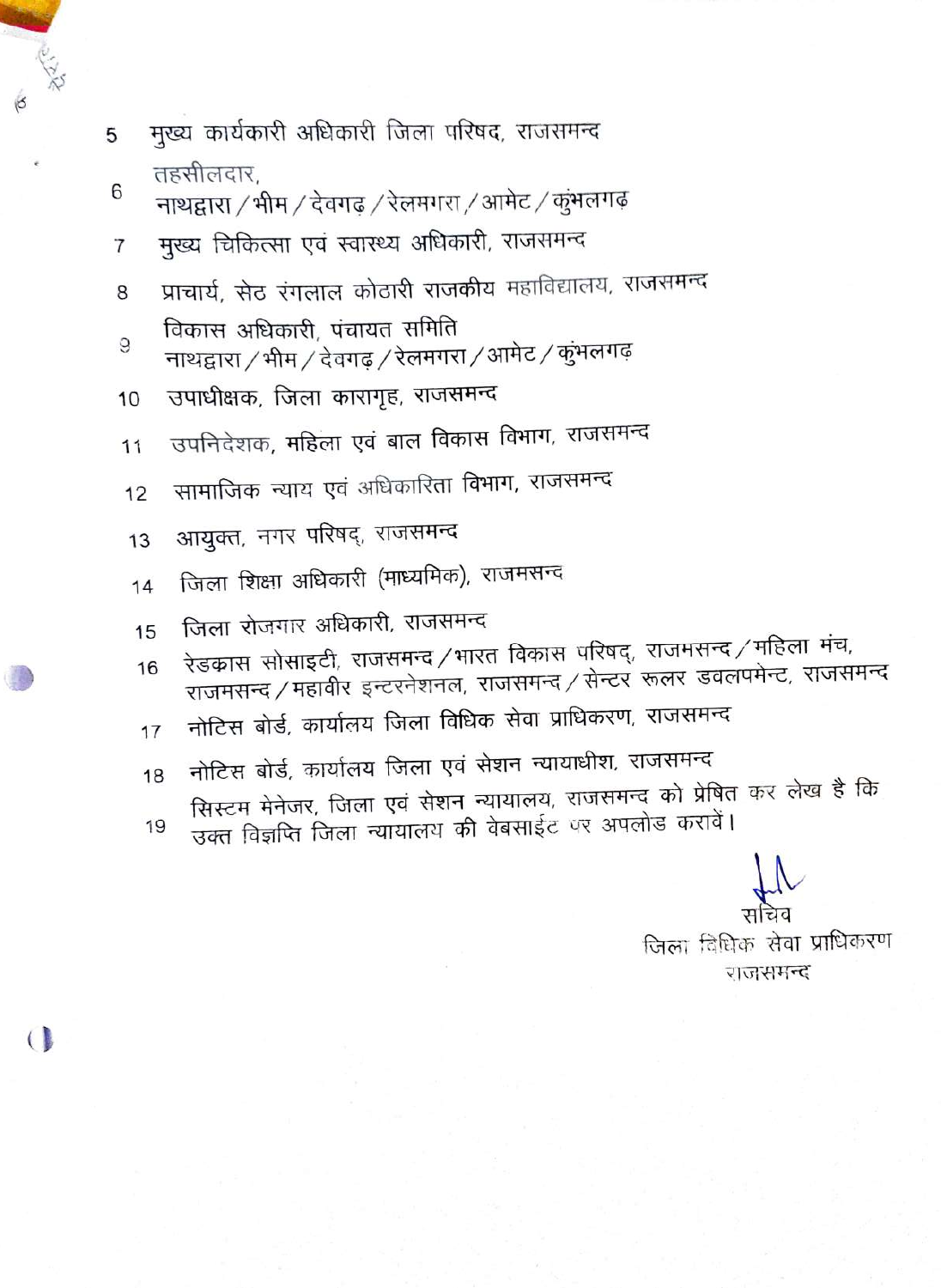5. मुख्य कार्यकारी अधिकारी जिला परिषद, राजसमन्द
6. तहसीलदार,
   नाथद्वारा / भीम / देवगढ़ / रेलमगरा / आमेट / कुंभलगढ़
7. मुख्य चिकित्सा एवं स्वास्थ्य अधिकारी, राजसमन्द
8. प्राचार्य, सेठ रंगलाल कोठारी राजकीय महाविद्यालय, राजसमन्द
9. विकास अधिकारी, पंचायत समिति
   नाथद्वारा / भीम / देवगढ़ / रेलमगरा / आमेट / कुंभलगढ़
10. उपाधीक्षक, जिला कारागृह, राजसमन्द
11. उपनिदेशक, महिला एवं बाल विकास विभाग, राजसमन्द
12. सामाजिक न्याय एवं अधिकारिता विभाग, राजसमन्द
13. आयुक्त, नगर परिषद्, राजसमन्द
14. जिला शिक्षा अधिकारी (माध्यमिक), राजमसन्द
15. जिला रोजगार अधिकारी, राजसमन्द
16. रेडक्रास सोसाइटी, राजसमन्द / भारत विकास परिषद्, राजमसन्द / महिला मंच, राजमसन्द / महावीर इन्टरनेशनल, राजसमन्द / सेन्टर रूलर डवलपमेन्ट, राजसमन्द
17. नोटिस बोर्ड, कार्यालय जिला विधिक सेवा प्राधिकरण, राजसमन्द
18. नोटिस बोर्ड, कार्यालय जिला एवं सेशन न्यायाधीश, राजसमन्द
19. सिस्टम मेनेजर, जिला एवं सेशन न्यायालय, राजसमन्द को प्रेषित कर लेख है कि उक्त विज्ञप्ति जिला न्यायालय की वेबसाईट पर अपलोड करावें।

सचिव
जिला विधिक सेवा प्राधिकरण
राजसमन्द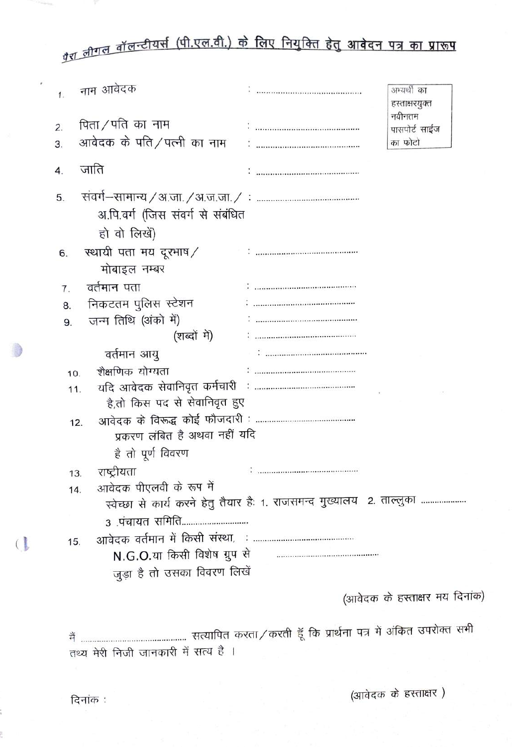# पैरा लीगल वॉलन्टीयर्स (पी.एल.वी.) के लिए नियुक्ति हेतु आवेदन पत्र का प्रारूप

अभ्यर्थी का हस्ताक्षरयुक्त नवीनतम पासपोर्ट साईज का फोटो

1. नाम आवेदक : ..............................................
2. पिता/पति का नाम : ..............................................
3. आवेदक के पति/पत्नी का नाम : ..............................................
4. जाति : ..............................................
5. संवर्ग–सामान्य/अ.जा./अ.ज.जा./ अ.पि.वर्ग (जिस संवर्ग से संबंधित हो वो लिखें) : ..............................................
6. स्थायी पता मय दूरभाष/ मोबाइल नम्बर : ..............................................
7. वर्तमान पता : ..............................................
8. निकटतम पुलिस स्टेशन : ..............................................
9. जन्म तिथि (अंको में) : ..............................................
   (शब्दों में) : ..............................................
   वर्तमान आयु : ..............................................
10. शैक्षणिक योग्यता : ..............................................
11. यदि आवेदक सेवानिवृत कर्मचारी है,तो किस पद से सेवानिवृत हुए : ..............................................
12. आवेदक के विरूद्ध कोई फौजदारी प्रकरण लंबित है अथवा नहीं यदि है तो पूर्ण विवरण : ..............................................
13. राष्ट्रीयता : ..............................................
14. आवेदक पीएलवी के रूप में स्वेच्छा से कार्य करने हेतु तैयार है: 1. राजसमन्द मुख्यालय 2. ताल्लुका .................... 3 .पंचायत समिति..............................
15. आवेदक वर्तमान में किसी संस्था, N.G.O.या किसी विशेष ग्रुप से जुड़ा है तो उसका विवरण लिखें : ..............................................
   ..............................................

(आवेदक के हस्ताक्षर मय दिनांक)

मैं .............................................. सत्यापित करता/करती हूँ कि प्रार्थना पत्र में अंकित उपरोक्त सभी तथ्य मेरी निजी जानकारी में सत्य है ।

दिनांक :

(आवेदक के हस्ताक्षर )